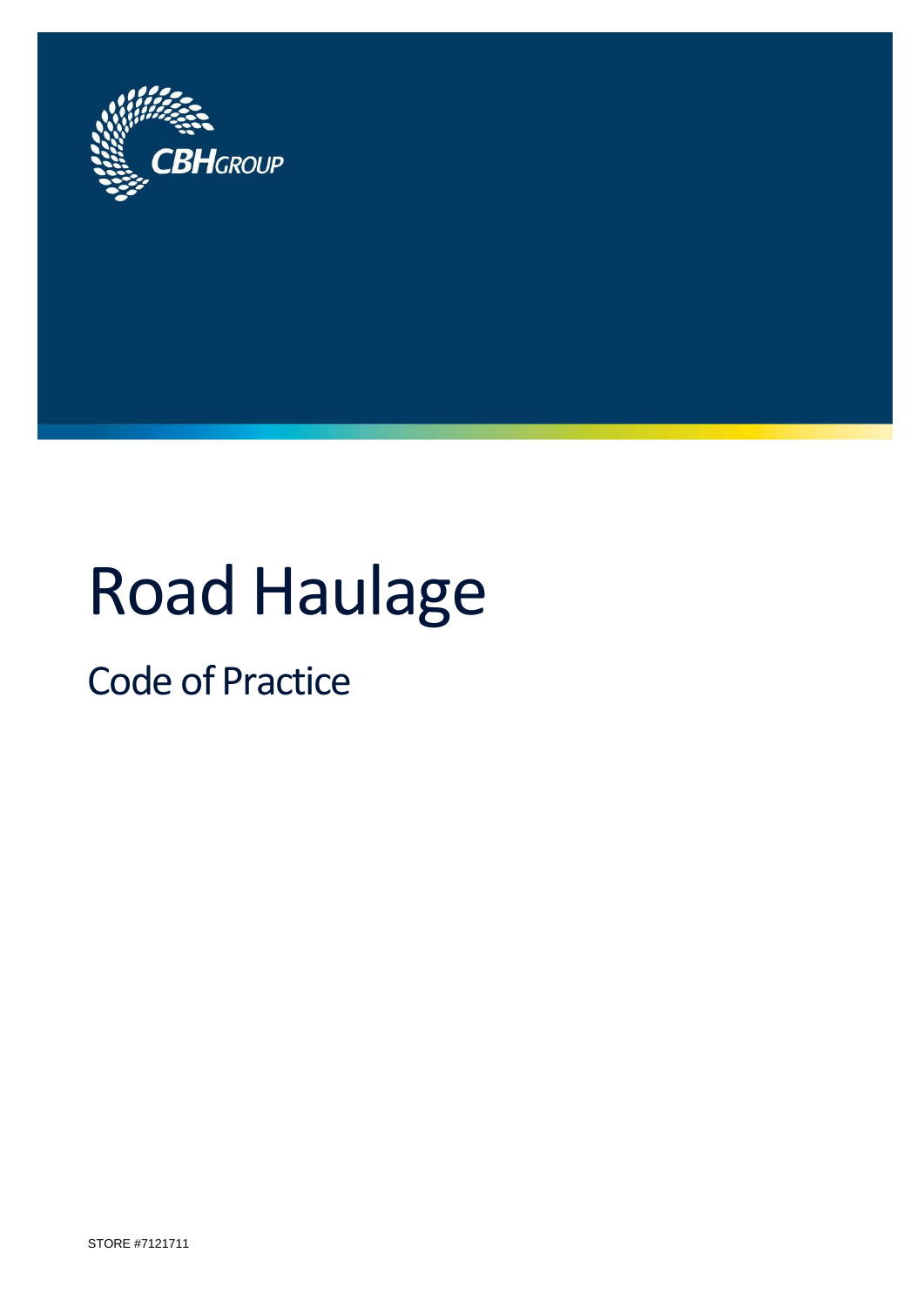CBH GROUP

# Road Haulage

## Code of Practice

STORE #7121711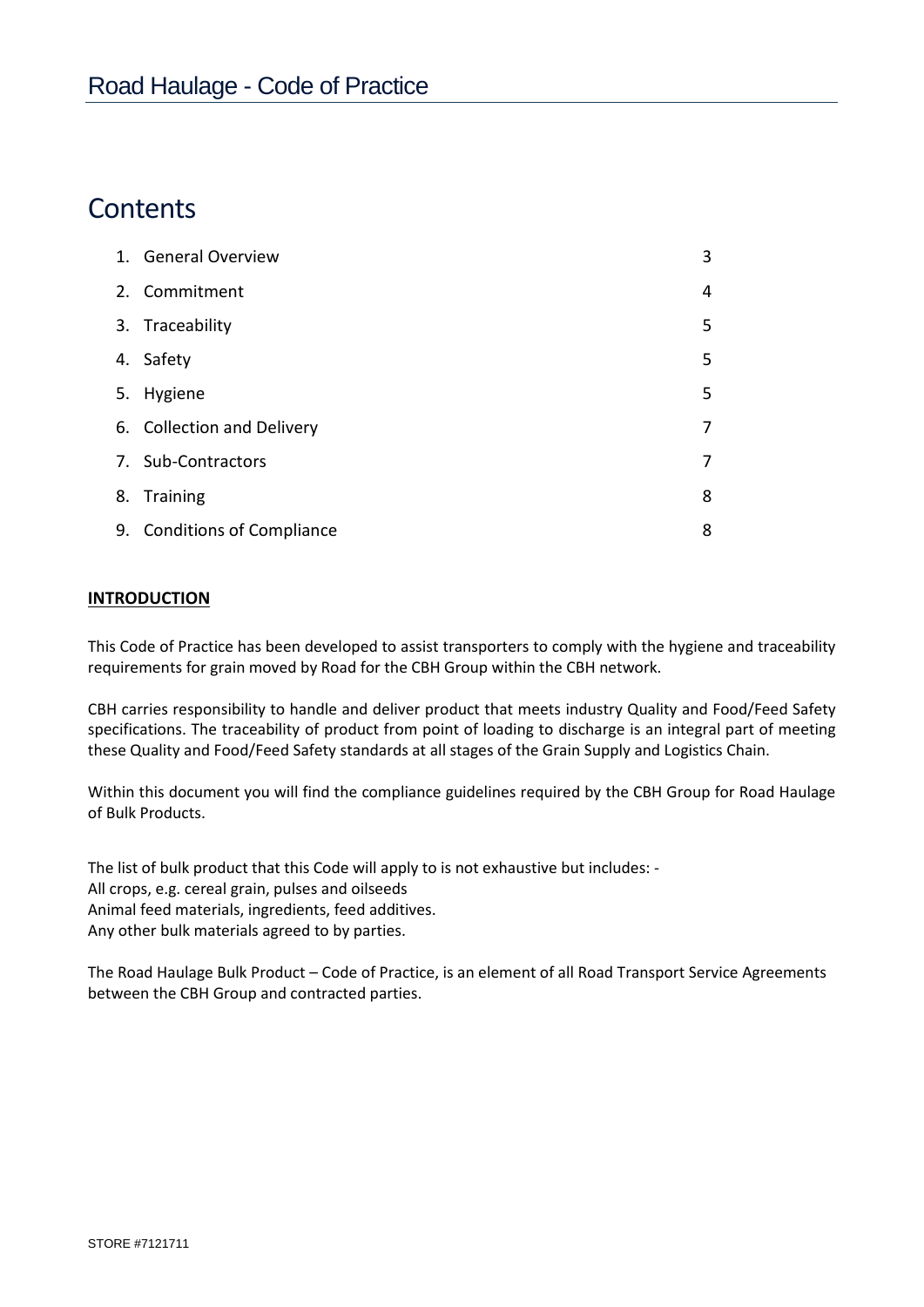# Contents

| | | |
|---|---|---|
| 1. | General Overview | 3 |
| 2. | Commitment | 4 |
| 3. | Traceability | 5 |
| 4. | Safety | 5 |
| 5. | Hygiene | 5 |
| 6. | Collection and Delivery | 7 |
| 7. | Sub-Contractors | 7 |
| 8. | Training | 8 |
| 9. | Conditions of Compliance | 8 |

**INTRODUCTION**

This Code of Practice has been developed to assist transporters to comply with the hygiene and traceability requirements for grain moved by Road for the CBH Group within the CBH network.

CBH carries responsibility to handle and deliver product that meets industry Quality and Food/Feed Safety specifications. The traceability of product from point of loading to discharge is an integral part of meeting these Quality and Food/Feed Safety standards at all stages of the Grain Supply and Logistics Chain.

Within this document you will find the compliance guidelines required by the CBH Group for Road Haulage of Bulk Products.

The list of bulk product that this Code will apply to is not exhaustive but includes: -
All crops, e.g. cereal grain, pulses and oilseeds
Animal feed materials, ingredients, feed additives.
Any other bulk materials agreed to by parties.

The Road Haulage Bulk Product – Code of Practice, is an element of all Road Transport Service Agreements between the CBH Group and contracted parties.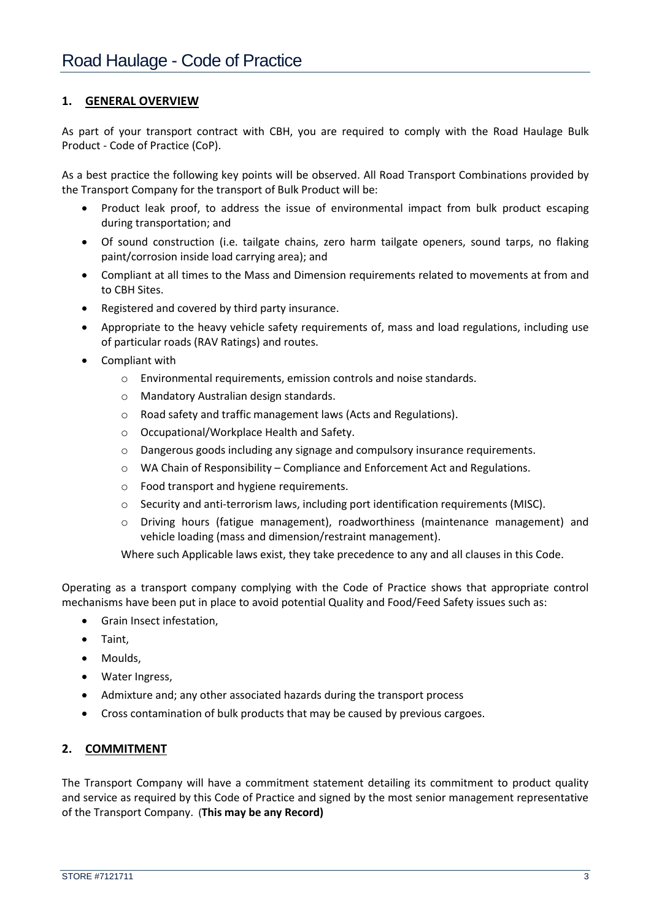# Road Haulage - Code of Practice

## 1. GENERAL OVERVIEW

As part of your transport contract with CBH, you are required to comply with the Road Haulage Bulk Product - Code of Practice (CoP).

As a best practice the following key points will be observed. All Road Transport Combinations provided by the Transport Company for the transport of Bulk Product will be:

- Product leak proof, to address the issue of environmental impact from bulk product escaping during transportation; and
- Of sound construction (i.e. tailgate chains, zero harm tailgate openers, sound tarps, no flaking paint/corrosion inside load carrying area); and
- Compliant at all times to the Mass and Dimension requirements related to movements at from and to CBH Sites.
- Registered and covered by third party insurance.
- Appropriate to the heavy vehicle safety requirements of, mass and load regulations, including use of particular roads (RAV Ratings) and routes.
- Compliant with
  - Environmental requirements, emission controls and noise standards.
  - Mandatory Australian design standards.
  - Road safety and traffic management laws (Acts and Regulations).
  - Occupational/Workplace Health and Safety.
  - Dangerous goods including any signage and compulsory insurance requirements.
  - WA Chain of Responsibility – Compliance and Enforcement Act and Regulations.
  - Food transport and hygiene requirements.
  - Security and anti-terrorism laws, including port identification requirements (MISC).
  - Driving hours (fatigue management), roadworthiness (maintenance management) and vehicle loading (mass and dimension/restraint management).

  Where such Applicable laws exist, they take precedence to any and all clauses in this Code.

Operating as a transport company complying with the Code of Practice shows that appropriate control mechanisms have been put in place to avoid potential Quality and Food/Feed Safety issues such as:

- Grain Insect infestation,
- Taint,
- Moulds,
- Water Ingress,
- Admixture and; any other associated hazards during the transport process
- Cross contamination of bulk products that may be caused by previous cargoes.

## 2. COMMITMENT

The Transport Company will have a commitment statement detailing its commitment to product quality and service as required by this Code of Practice and signed by the most senior management representative of the Transport Company. (**This may be any Record)**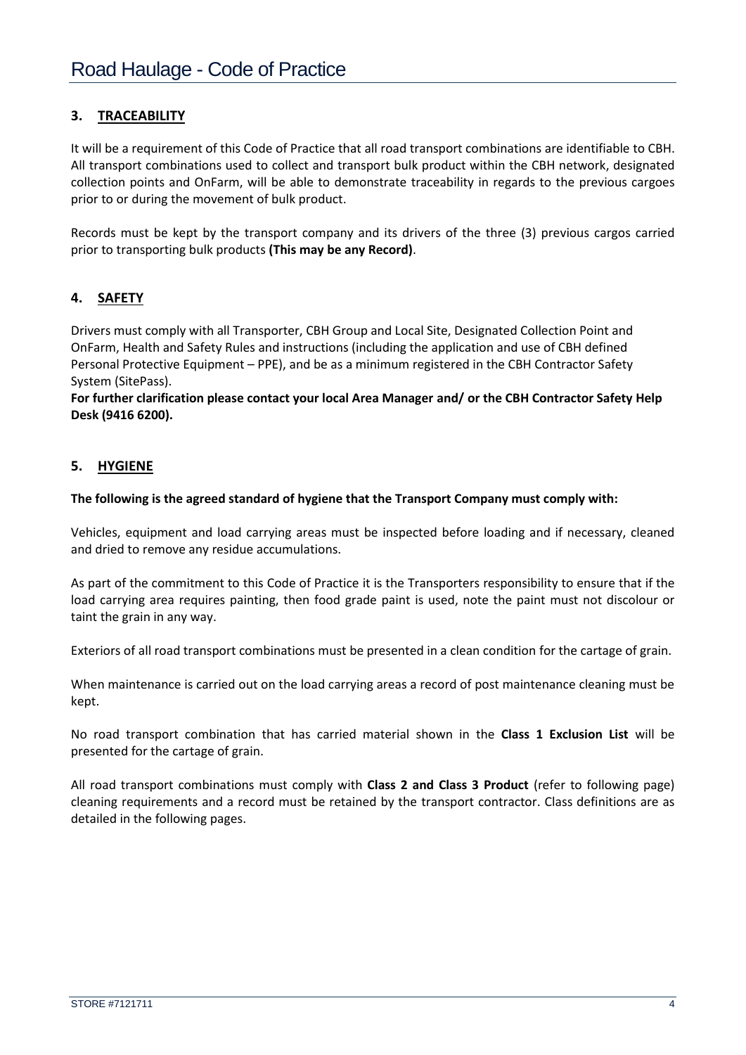## 3. TRACEABILITY

It will be a requirement of this Code of Practice that all road transport combinations are identifiable to CBH. All transport combinations used to collect and transport bulk product within the CBH network, designated collection points and OnFarm, will be able to demonstrate traceability in regards to the previous cargoes prior to or during the movement of bulk product.

Records must be kept by the transport company and its drivers of the three (3) previous cargos carried prior to transporting bulk products **(This may be any Record)**.

## 4. SAFETY

Drivers must comply with all Transporter, CBH Group and Local Site, Designated Collection Point and OnFarm, Health and Safety Rules and instructions (including the application and use of CBH defined Personal Protective Equipment – PPE), and be as a minimum registered in the CBH Contractor Safety System (SitePass).

**For further clarification please contact your local Area Manager and/ or the CBH Contractor Safety Help Desk (9416 6200).**

## 5. HYGIENE

**The following is the agreed standard of hygiene that the Transport Company must comply with:**

Vehicles, equipment and load carrying areas must be inspected before loading and if necessary, cleaned and dried to remove any residue accumulations.

As part of the commitment to this Code of Practice it is the Transporters responsibility to ensure that if the load carrying area requires painting, then food grade paint is used, note the paint must not discolour or taint the grain in any way.

Exteriors of all road transport combinations must be presented in a clean condition for the cartage of grain.

When maintenance is carried out on the load carrying areas a record of post maintenance cleaning must be kept.

No road transport combination that has carried material shown in the **Class 1 Exclusion List** will be presented for the cartage of grain.

All road transport combinations must comply with **Class 2 and Class 3 Product** (refer to following page) cleaning requirements and a record must be retained by the transport contractor. Class definitions are as detailed in the following pages.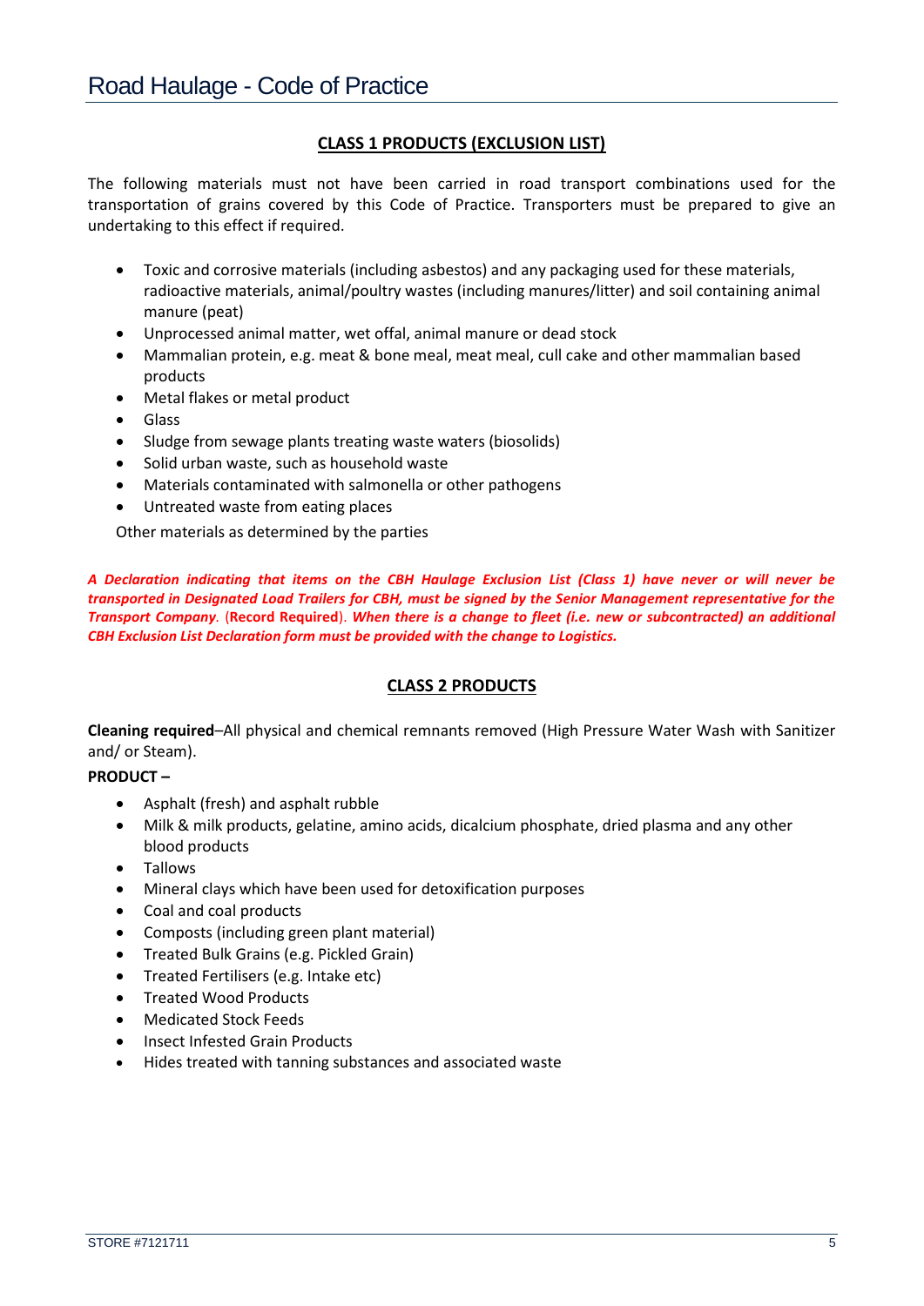## CLASS 1 PRODUCTS (EXCLUSION LIST)

The following materials must not have been carried in road transport combinations used for the transportation of grains covered by this Code of Practice. Transporters must be prepared to give an undertaking to this effect if required.

- Toxic and corrosive materials (including asbestos) and any packaging used for these materials, radioactive materials, animal/poultry wastes (including manures/litter) and soil containing animal manure (peat)
- Unprocessed animal matter, wet offal, animal manure or dead stock
- Mammalian protein, e.g. meat & bone meal, meat meal, cull cake and other mammalian based products
- Metal flakes or metal product
- Glass
- Sludge from sewage plants treating waste waters (biosolids)
- Solid urban waste, such as household waste
- Materials contaminated with salmonella or other pathogens
- Untreated waste from eating places

Other materials as determined by the parties

***A Declaration indicating that items on the CBH Haulage Exclusion List (Class 1) have never or will never be transported in Designated Load Trailers for CBH, must be signed by the Senior Management representative for the Transport Company*. (Record Required). *When there is a change to fleet (i.e. new or subcontracted) an additional CBH Exclusion List Declaration form must be provided with the change to Logistics.***

## CLASS 2 PRODUCTS

**Cleaning required**–All physical and chemical remnants removed (High Pressure Water Wash with Sanitizer and/ or Steam).

**PRODUCT –**

- Asphalt (fresh) and asphalt rubble
- Milk & milk products, gelatine, amino acids, dicalcium phosphate, dried plasma and any other blood products
- Tallows
- Mineral clays which have been used for detoxification purposes
- Coal and coal products
- Composts (including green plant material)
- Treated Bulk Grains (e.g. Pickled Grain)
- Treated Fertilisers (e.g. Intake etc)
- Treated Wood Products
- Medicated Stock Feeds
- Insect Infested Grain Products
- Hides treated with tanning substances and associated waste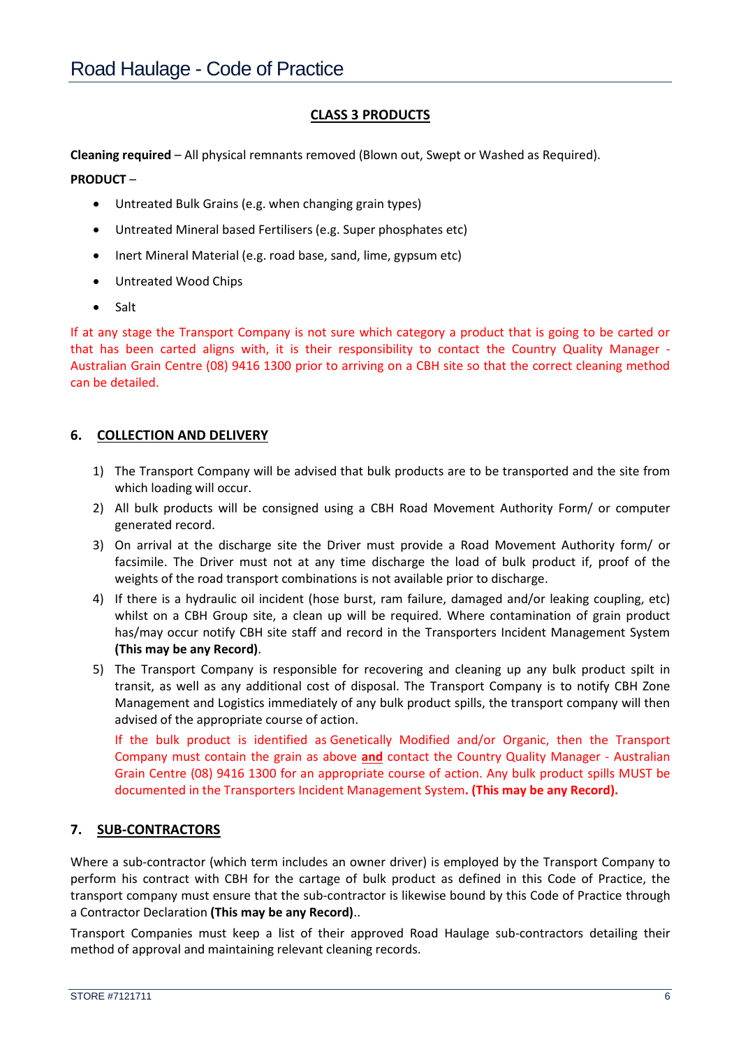## CLASS 3 PRODUCTS

**Cleaning required** – All physical remnants removed (Blown out, Swept or Washed as Required).

**PRODUCT** –

- Untreated Bulk Grains (e.g. when changing grain types)
- Untreated Mineral based Fertilisers (e.g. Super phosphates etc)
- Inert Mineral Material (e.g. road base, sand, lime, gypsum etc)
- Untreated Wood Chips
- Salt

If at any stage the Transport Company is not sure which category a product that is going to be carted or that has been carted aligns with, it is their responsibility to contact the Country Quality Manager - Australian Grain Centre (08) 9416 1300 prior to arriving on a CBH site so that the correct cleaning method can be detailed.

## 6. COLLECTION AND DELIVERY

1) The Transport Company will be advised that bulk products are to be transported and the site from which loading will occur.
2) All bulk products will be consigned using a CBH Road Movement Authority Form/ or computer generated record.
3) On arrival at the discharge site the Driver must provide a Road Movement Authority form/ or facsimile. The Driver must not at any time discharge the load of bulk product if, proof of the weights of the road transport combinations is not available prior to discharge.
4) If there is a hydraulic oil incident (hose burst, ram failure, damaged and/or leaking coupling, etc) whilst on a CBH Group site, a clean up will be required. Where contamination of grain product has/may occur notify CBH site staff and record in the Transporters Incident Management System **(This may be any Record)**.
5) The Transport Company is responsible for recovering and cleaning up any bulk product spilt in transit, as well as any additional cost of disposal. The Transport Company is to notify CBH Zone Management and Logistics immediately of any bulk product spills, the transport company will then advised of the appropriate course of action.

   If the bulk product is identified as Genetically Modified and/or Organic, then the Transport Company must contain the grain as above **and** contact the Country Quality Manager - Australian Grain Centre (08) 9416 1300 for an appropriate course of action. Any bulk product spills MUST be documented in the Transporters Incident Management System**. (This may be any Record).**

## 7. SUB-CONTRACTORS

Where a sub-contractor (which term includes an owner driver) is employed by the Transport Company to perform his contract with CBH for the cartage of bulk product as defined in this Code of Practice, the transport company must ensure that the sub-contractor is likewise bound by this Code of Practice through a Contractor Declaration **(This may be any Record)**..

Transport Companies must keep a list of their approved Road Haulage sub-contractors detailing their method of approval and maintaining relevant cleaning records.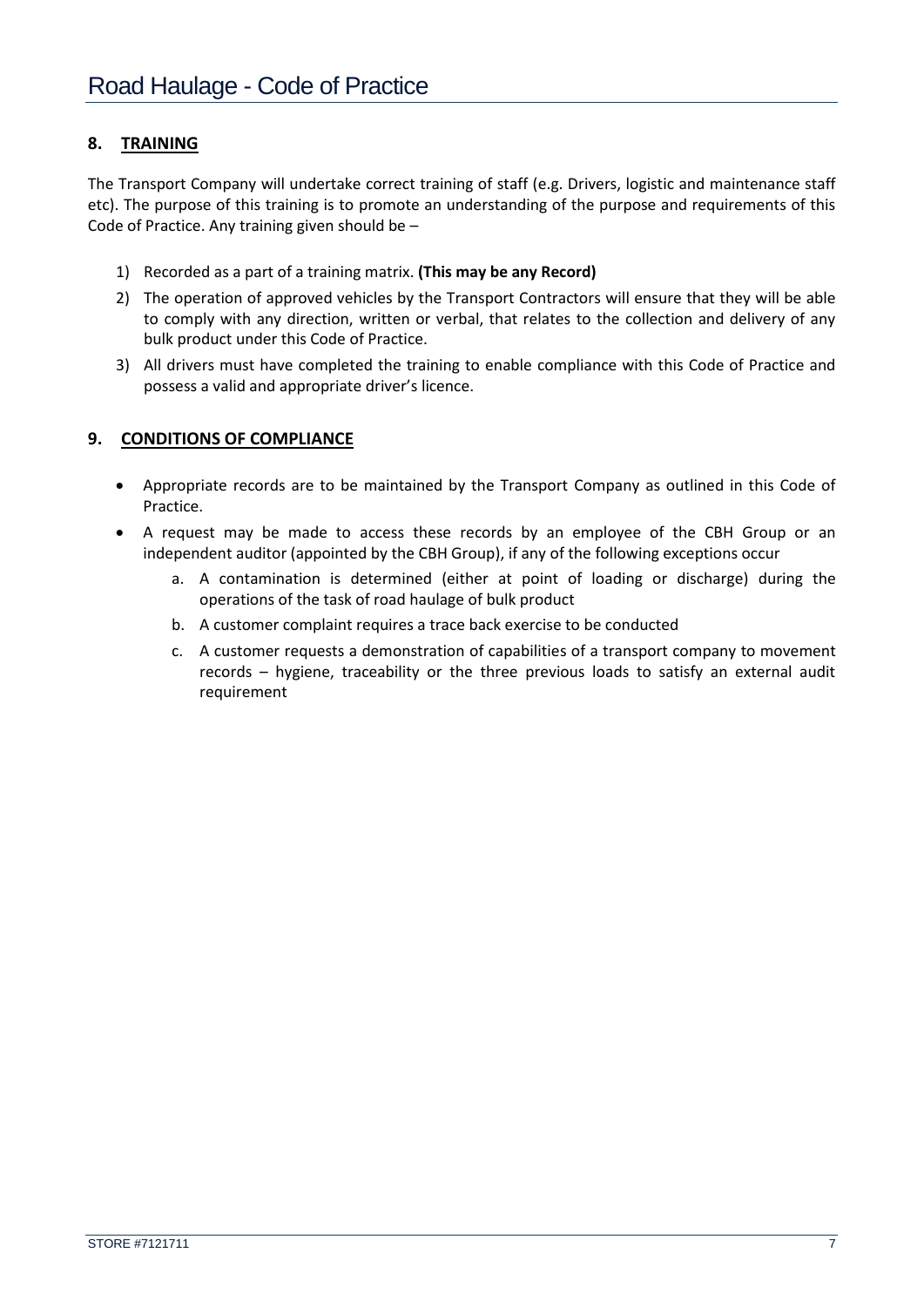## 8. TRAINING

The Transport Company will undertake correct training of staff (e.g. Drivers, logistic and maintenance staff etc). The purpose of this training is to promote an understanding of the purpose and requirements of this Code of Practice. Any training given should be –

1) Recorded as a part of a training matrix. **(This may be any Record)**
2) The operation of approved vehicles by the Transport Contractors will ensure that they will be able to comply with any direction, written or verbal, that relates to the collection and delivery of any bulk product under this Code of Practice.
3) All drivers must have completed the training to enable compliance with this Code of Practice and possess a valid and appropriate driver's licence.

## 9. CONDITIONS OF COMPLIANCE

- Appropriate records are to be maintained by the Transport Company as outlined in this Code of Practice.
- A request may be made to access these records by an employee of the CBH Group or an independent auditor (appointed by the CBH Group), if any of the following exceptions occur
  a. A contamination is determined (either at point of loading or discharge) during the operations of the task of road haulage of bulk product
  b. A customer complaint requires a trace back exercise to be conducted
  c. A customer requests a demonstration of capabilities of a transport company to movement records – hygiene, traceability or the three previous loads to satisfy an external audit requirement